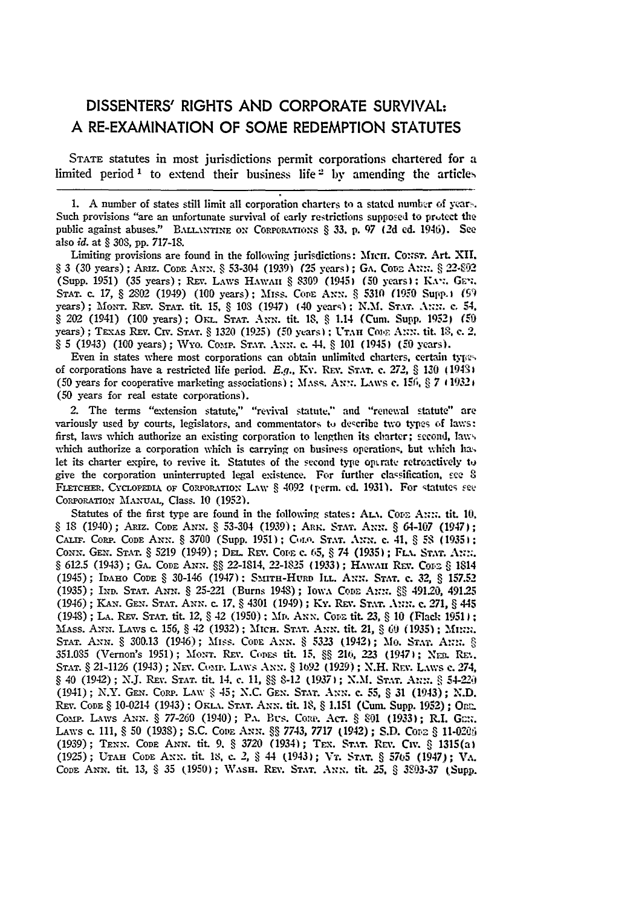# DISSENTERS' RIGHTS AND CORPORATE SURVIVAL: A RE-EXAMINATION OF SOME REDEMPTION STATUTES

STATE statutes in most jurisdictions permit corporations chartered for a limited period[1] to extend their business life[2] by amending the articles

---

1. A number of states still limit all corporation charters to a stated number of years. Such provisions "are an unfortunate survival of early restrictions supposed to protect the public against abuses." BALLANTINE ON CORPORATIONS § 33, p. 97 (2d ed. 1946). See also *id.* at § 308, pp. 717-18.

Limiting provisions are found in the following jurisdictions: MICH. CONST. Art. XII, § 3 (30 years); ARIZ. CODE ANN. § 53-304 (1939) (25 years); GA. CODE ANN. § 22-802 (Supp. 1951) (35 years); REV. LAWS HAWAII § 8309 (1945) (50 years); KAN. GEN. STAT. c. 17, § 2802 (1949) (100 years); MISS. CODE ANN. § 5310 (1950 Supp.) (99 years); MONT. REV. STAT. tit. 15, § 108 (1947) (40 years); N.M. STAT. ANN. c. 54, § 202 (1941) (100 years); OKL. STAT. ANN. tit. 18, § 1.14 (Cum. Supp. 1952) (50 years); TEXAS REV. CIV. STAT. § 1320 (1925) (50 years); UTAH CODE ANN. tit. 18, c. 2, § 5 (1943) (100 years); WYO. COMP. STAT. ANN. c. 44, § 101 (1945) (50 years).

Even in states where most corporations can obtain unlimited charters, certain types of corporations have a restricted life period. *E.g.*, KY. REV. STAT. c. 272, § 130 (1948) (50 years for cooperative marketing associations); MASS. ANN. LAWS c. 156, § 7 (1932) (50 years for real estate corporations).

2. The terms "extension statute," "revival statute," and "renewal statute" are variously used by courts, legislators, and commentators to describe two types of laws: first, laws which authorize an existing corporation to lengthen its charter; second, laws which authorize a corporation which is carrying on business operations, but which has let its charter expire, to revive it. Statutes of the second type operate retroactively to give the corporation uninterrupted legal existence. For further classification, see 8 FLETCHER, CYCLOPEDIA OF CORPORATION LAW § 4092 (perm. ed. 1931). For statutes see CORPORATION MANUAL, Class. 10 (1952).

Statutes of the first type are found in the following states: ALA. CODE ANN. tit. 10, § 18 (1940); ARIZ. CODE ANN. § 53-304 (1939); ARK. STAT. ANN. § 64-107 (1947); CALIF. CORP. CODE ANN. § 3700 (Supp. 1951); COLO. STAT. ANN. c. 41, § 58 (1935); CONN. GEN. STAT. § 5219 (1949); DEL. REV. CODE c. 65, § 74 (1935); FLA. STAT. ANN. § 612.5 (1943); GA. CODE ANN. §§ 22-1814, 22-1825 (1933); HAWAII REV. CODE § 1814 (1945); IDAHO CODE § 30-146 (1947); SMITH-HURD ILL. ANN. STAT. c. 32, § 157.52 (1935); IND. STAT. ANN. § 25-221 (Burns 1948); IOWA CODE ANN. §§ 491.20, 491.25 (1946); KAN. GEN. STAT. ANN. c. 17, § 4301 (1949); KY. REV. STAT. ANN. c. 271, § 445 (1948); LA. REV. STAT. tit. 12, § 42 (1950); MD. ANN. CODE tit. 23, § 10 (Flack 1951); MASS. ANN. LAWS c. 156, § 42 (1932); MICH. STAT. ANN. tit. 21, § 60 (1935); MINN. STAT. ANN. § 300.13 (1946); MISS. CODE ANN. § 5323 (1942); MO. STAT. ANN. § 351.085 (Vernon's 1951); MONT. REV. CODES tit. 15, §§ 216, 223 (1947); NEB. REV. STAT. § 21-1126 (1943); NEV. COMP. LAWS ANN. § 1692 (1929); N.H. REV. LAWS c. 274, § 40 (1942); N.J. REV. STAT. tit. 14, c. 11, §§ 8-12 (1937); N.M. STAT. ANN. § 54-220 (1941); N.Y. GEN. CORP. LAW § 45; N.C. GEN. STAT. ANN. c. 55, § 31 (1943); N.D. REV. CODE § 10-0214 (1943); OKLA. STAT. ANN. tit. 18, § 1.151 (Cum. Supp. 1952); ORE. COMP. LAWS ANN. § 77-260 (1940); PA. BUS. CORP. ACT. § 801 (1933); R.I. GEN. LAWS c. 111, § 50 (1938); S.C. CODE ANN. §§ 7743, 7717 (1942); S.D. CODE § 11-0206 (1939); TENN. CODE ANN. tit. 9, § 3720 (1934); TEX. STAT. REV. CIV. § 1315(a) (1925); UTAH CODE ANN. tit. 18, c. 2, § 44 (1943); VT. STAT. § 5765 (1947); VA. CODE ANN. tit. 13, § 35 (1950); WASH. REV. STAT. ANN. tit. 25, § 3803-37 (Supp.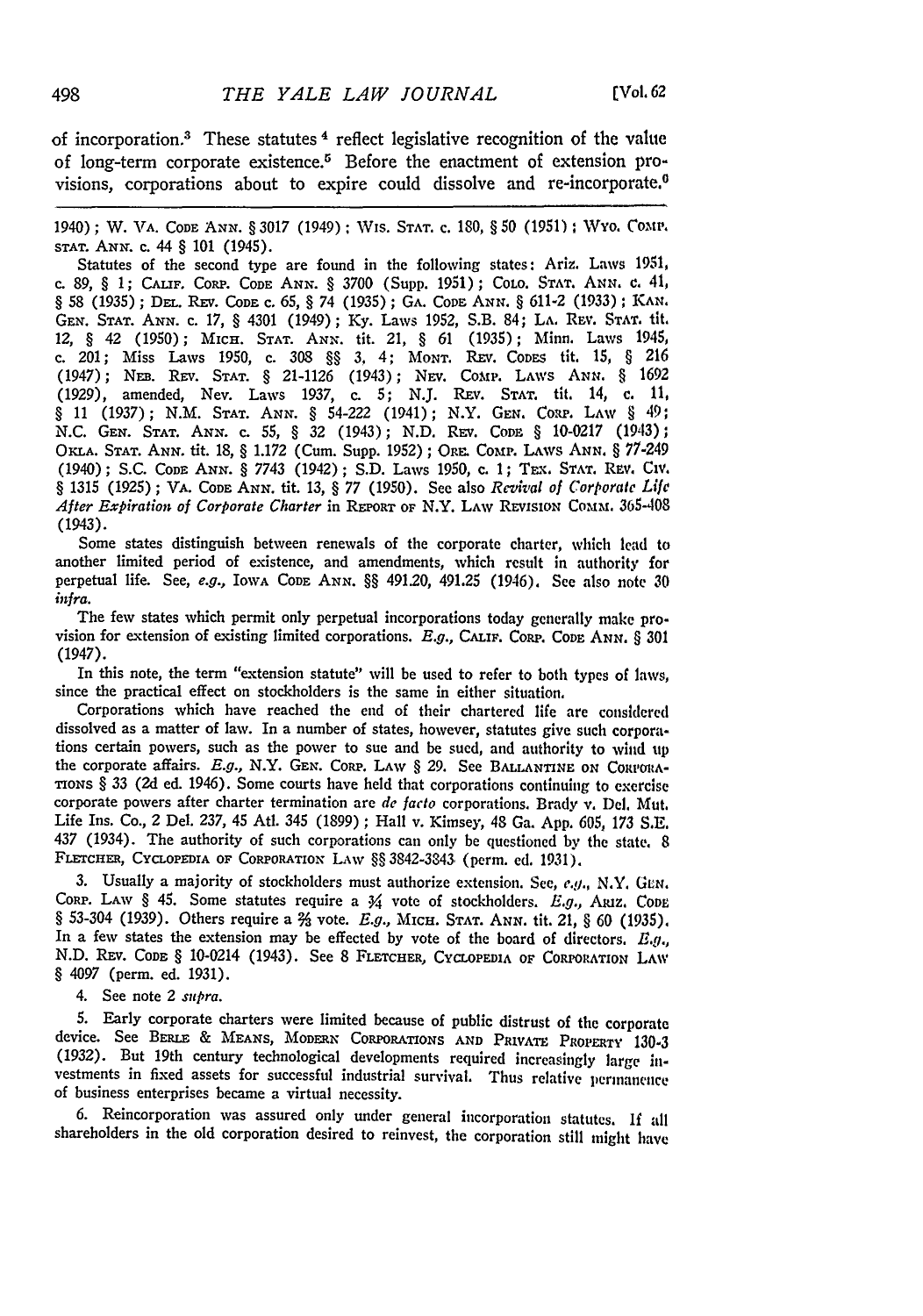of incorporation.[3] These statutes[4] reflect legislative recognition of the value of long-term corporate existence.[5] Before the enactment of extension provisions, corporations about to expire could dissolve and re-incorporate.[6]

---

1940); W. VA. CODE ANN. § 3017 (1949); WIS. STAT. c. 180, § 50 (1951); WYO. COMP. STAT. ANN. c. 44 § 101 (1945).

Statutes of the second type are found in the following states: Ariz. Laws 1951, c. 89, § 1; CALIF. CORP. CODE ANN. § 3700 (Supp. 1951); COLO. STAT. ANN. c. 41, § 58 (1935); DEL. REV. CODE c. 65, § 74 (1935); GA. CODE ANN. § 611-2 (1933); KAN. GEN. STAT. ANN. c. 17, § 4301 (1949); Ky. Laws 1952, S.B. 84; LA. REV. STAT. tit. 12, § 42 (1950); MICH. STAT. ANN. tit. 21, § 61 (1935); Minn. Laws 1945, c. 201; Miss Laws 1950, c. 308 §§ 3, 4; MONT. REV. CODES tit. 15, § 216 (1947); NEB. REV. STAT. § 21-1126 (1943); NEV. COMP. LAWS ANN. § 1692 (1929), amended, Nev. Laws 1937, c. 5; N.J. REV. STAT. tit. 14, c. 11, § 11 (1937); N.M. STAT. ANN. § 54-222 (1941); N.Y. GEN. CORP. LAW § 49; N.C. GEN. STAT. ANN. c. 55, § 32 (1943); N.D. REV. CODE § 10-0217 (1943); OKLA. STAT. ANN. tit. 18, § 1.172 (Cum. Supp. 1952); ORE. COMP. LAWS ANN. § 77-249 (1940); S.C. CODE ANN. § 7743 (1942); S.D. Laws 1950, c. 1; TEX. STAT. REV. CIV. § 1315 (1925); VA. CODE ANN. tit. 13, § 77 (1950). See also *Revival of Corporate Life After Expiration of Corporate Charter* in REPORT OF N.Y. LAW REVISION COMM. 365-408 (1943).

Some states distinguish between renewals of the corporate charter, which lead to another limited period of existence, and amendments, which result in authority for perpetual life. See, *e.g.*, IOWA CODE ANN. §§ 491.20, 491.25 (1946). See also note 30 *infra*.

The few states which permit only perpetual incorporations today generally make provision for extension of existing limited corporations. *E.g.*, CALIF. CORP. CODE ANN. § 301 (1947).

In this note, the term "extension statute" will be used to refer to both types of laws, since the practical effect on stockholders is the same in either situation.

Corporations which have reached the end of their chartered life are considered dissolved as a matter of law. In a number of states, however, statutes give such corporations certain powers, such as the power to sue and be sued, and authority to wind up the corporate affairs. *E.g.*, N.Y. GEN. CORP. LAW § 29. See BALLANTINE ON CORPORATIONS § 33 (2d ed. 1946). Some courts have held that corporations continuing to exercise corporate powers after charter termination are *de facto* corporations. Brady v. Del. Mut. Life Ins. Co., 2 Del. 237, 45 Atl. 345 (1899); Hall v. Kimsey, 48 Ga. App. 605, 173 S.E. 437 (1934). The authority of such corporations can only be questioned by the state. 8 FLETCHER, CYCLOPEDIA OF CORPORATION LAW §§ 3842-3843 (perm. ed. 1931).

3. Usually a majority of stockholders must authorize extension. See, *e.g.*, N.Y. GEN. CORP. LAW § 45. Some statutes require a ¾ vote of stockholders. *E.g.*, ARIZ. CODE § 53-304 (1939). Others require a ⅔ vote. *E.g.*, MICH. STAT. ANN. tit. 21, § 60 (1935). In a few states the extension may be effected by vote of the board of directors. *E.g.*, N.D. REV. CODE § 10-0214 (1943). See 8 FLETCHER, CYCLOPEDIA OF CORPORATION LAW § 4097 (perm. ed. 1931).

4. See note 2 *supra*.

5. Early corporate charters were limited because of public distrust of the corporate device. See BERLE & MEANS, MODERN CORPORATIONS AND PRIVATE PROPERTY 130-3 (1932). But 19th century technological developments required increasingly large investments in fixed assets for successful industrial survival. Thus relative permanence of business enterprises became a virtual necessity.

6. Reincorporation was assured only under general incorporation statutes. If all shareholders in the old corporation desired to reinvest, the corporation still might have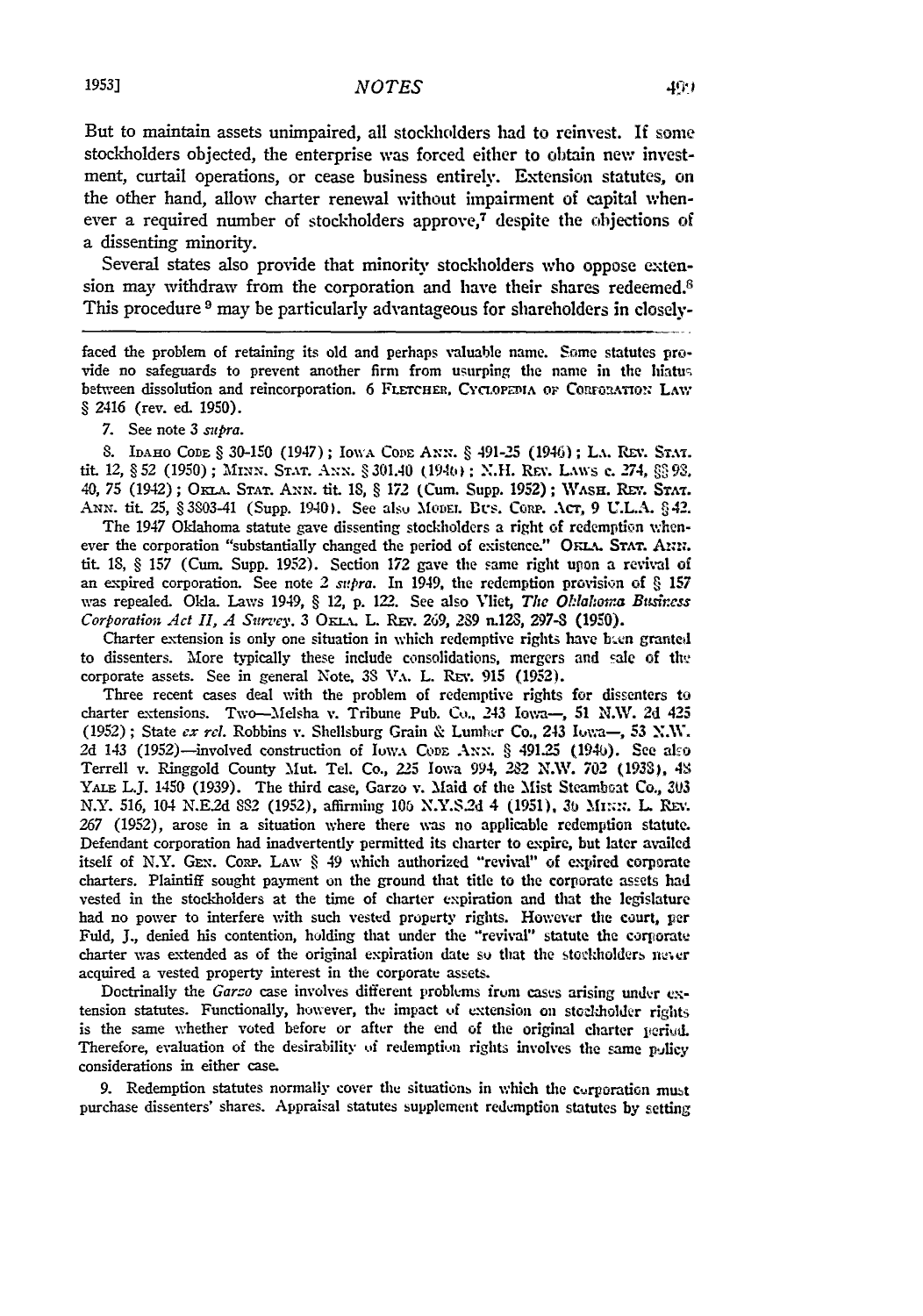But to maintain assets unimpaired, all stockholders had to reinvest. If some stockholders objected, the enterprise was forced either to obtain new investment, curtail operations, or cease business entirely. Extension statutes, on the other hand, allow charter renewal without impairment of capital whenever a required number of stockholders approve,[7] despite the objections of a dissenting minority.

Several states also provide that minority stockholders who oppose extension may withdraw from the corporation and have their shares redeemed.[8] This procedure [9] may be particularly advantageous for shareholders in closely-

---

faced the problem of retaining its old and perhaps valuable name. Some statutes provide no safeguards to prevent another firm from usurping the name in the hiatus between dissolution and reincorporation. 6 FLETCHER, CYCLOPEDIA OF CORPORATION LAW § 2416 (rev. ed. 1950).

7. See note 3 *supra*.

8. IDAHO CODE § 30-150 (1947); IOWA CODE ANN. § 491-25 (1946); LA. REV. STAT. tit. 12, § 52 (1950); MINN. STAT. ANN. § 301.40 (1946); N.H. REV. LAWS c. 274, §§ 98, 40, 75 (1942); OKLA. STAT. ANN. tit. 18, § 172 (Cum. Supp. 1952); WASH. REV. STAT. ANN. tit. 25, § 3803-41 (Supp. 1940). See also MODEL BUS. CORP. ACT, 9 U.L.A. § 42.

The 1947 Oklahoma statute gave dissenting stockholders a right of redemption whenever the corporation "substantially changed the period of existence." OKLA. STAT. ANN. tit. 18, § 157 (Cum. Supp. 1952). Section 172 gave the same right upon a revival of an expired corporation. See note 2 *supra*. In 1949, the redemption provision of § 157 was repealed. Okla. Laws 1949, § 12, p. 122. See also Vliet, *The Oklahoma Business Corporation Act II, A Survey*. 3 OKLA. L. REV. 269, 289 n.128, 297-8 (1950).

Charter extension is only one situation in which redemptive rights have been granted to dissenters. More typically these include consolidations, mergers and sale of the corporate assets. See in general Note, 38 VA. L. REV. 915 (1952).

Three recent cases deal with the problem of redemptive rights for dissenters to charter extensions. Two—Melsha v. Tribune Pub. Co., 243 Iowa—, 51 N.W. 2d 425 (1952); State *ex rel.* Robbins v. Shellsburg Grain & Lumber Co., 243 Iowa—, 53 N.W. 2d 143 (1952)—involved construction of IOWA CODE ANN. § 491.25 (1946). See also Terrell v. Ringgold County Mut. Tel. Co., 225 Iowa 994, 282 N.W. 702 (1938), 48 YALE L.J. 1450 (1939). The third case, Garzo v. Maid of the Mist Steamboat Co., 303 N.Y. 516, 104 N.E.2d 882 (1952), affirming 106 N.Y.S.2d 4 (1951), 36 MINN. L. REV. 267 (1952), arose in a situation where there was no applicable redemption statute. Defendant corporation had inadvertently permitted its charter to expire, but later availed itself of N.Y. GEN. CORP. LAW § 49 which authorized "revival" of expired corporate charters. Plaintiff sought payment on the ground that title to the corporate assets had vested in the stockholders at the time of charter expiration and that the legislature had no power to interfere with such vested property rights. However the court, per Fuld, J., denied his contention, holding that under the "revival" statute the corporate charter was extended as of the original expiration date so that the stockholders never acquired a vested property interest in the corporate assets.

Doctrinally the *Garzo* case involves different problems from cases arising under extension statutes. Functionally, however, the impact of extension on stockholder rights is the same whether voted before or after the end of the original charter period. Therefore, evaluation of the desirability of redemption rights involves the same policy considerations in either case.

9. Redemption statutes normally cover the situations in which the corporation must purchase dissenters' shares. Appraisal statutes supplement redemption statutes by setting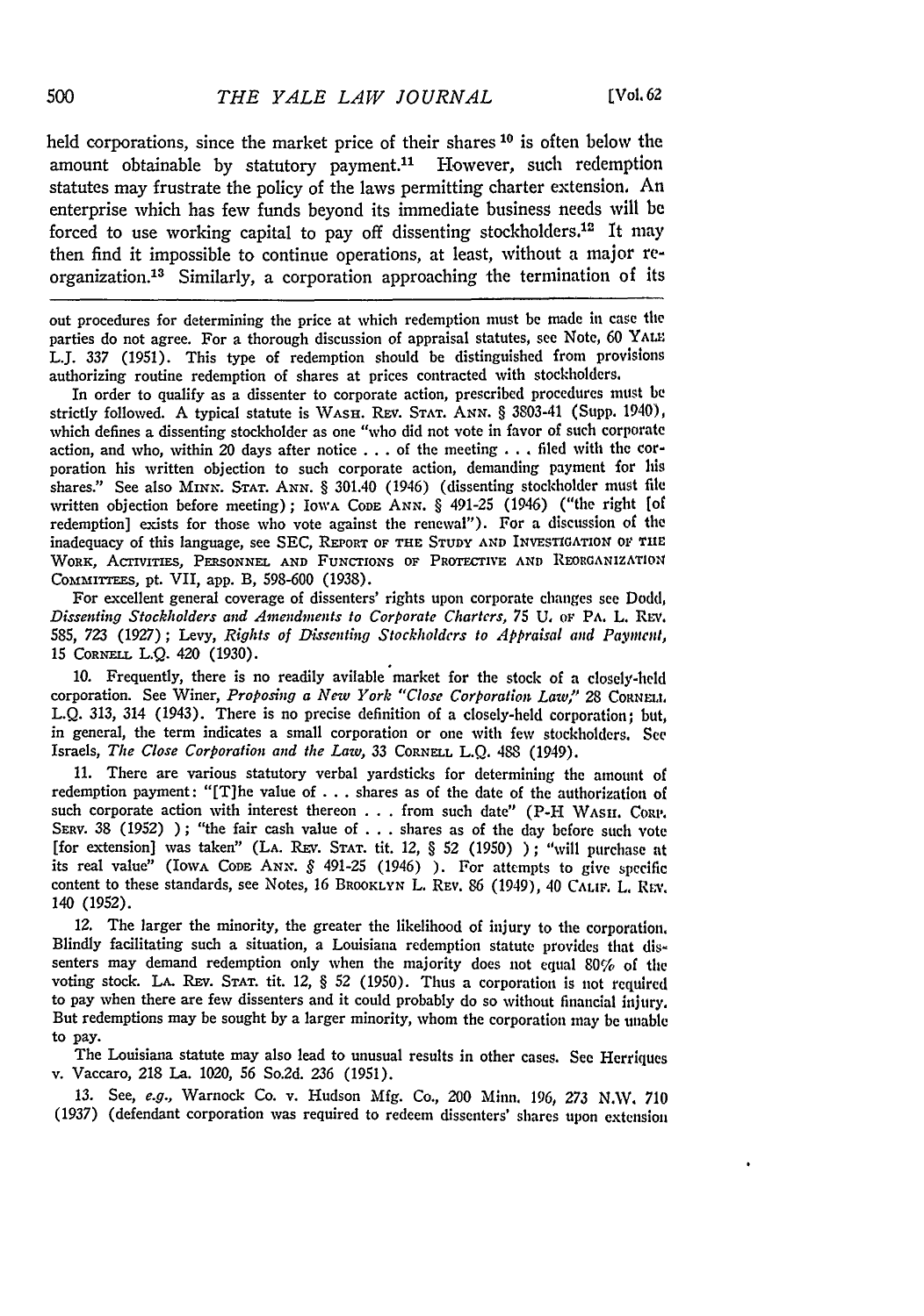held corporations, since the market price of their shares [10] is often below the amount obtainable by statutory payment.[11] However, such redemption statutes may frustrate the policy of the laws permitting charter extension. An enterprise which has few funds beyond its immediate business needs will be forced to use working capital to pay off dissenting stockholders.[12] It may then find it impossible to continue operations, at least, without a major reorganization.[13] Similarly, a corporation approaching the termination of its

---

out procedures for determining the price at which redemption must be made in case the parties do not agree. For a thorough discussion of appraisal statutes, see Note, 60 YALE L.J. 337 (1951). This type of redemption should be distinguished from provisions authorizing routine redemption of shares at prices contracted with stockholders.

In order to qualify as a dissenter to corporate action, prescribed procedures must be strictly followed. A typical statute is WASH. REV. STAT. ANN. § 3803-41 (Supp. 1940), which defines a dissenting stockholder as one "who did not vote in favor of such corporate action, and who, within 20 days after notice . . . of the meeting . . . filed with the corporation his written objection to such corporate action, demanding payment for his shares." See also MINN. STAT. ANN. § 301.40 (1946) (dissenting stockholder must file written objection before meeting); IOWA CODE ANN. § 491-25 (1946) ("the right [of redemption] exists for those who vote against the renewal"). For a discussion of the inadequacy of this language, see SEC, REPORT OF THE STUDY AND INVESTIGATION OF THE WORK, ACTIVITIES, PERSONNEL AND FUNCTIONS OF PROTECTIVE AND REORGANIZATION COMMITTEES, pt. VII, app. B, 598-600 (1938).

For excellent general coverage of dissenters' rights upon corporate changes see Dodd, *Dissenting Stockholders and Amendments to Corporate Charters*, 75 U. OF PA. L. REV. 585, 723 (1927); Levy, *Rights of Dissenting Stockholders to Appraisal and Payment*, 15 CORNELL L.Q. 420 (1930).

10. Frequently, there is no readily avilable market for the stock of a closely-held corporation. See Winer, *Proposing a New York "Close Corporation Law,"* 28 CORNELL L.Q. 313, 314 (1943). There is no precise definition of a closely-held corporation; but, in general, the term indicates a small corporation or one with few stockholders. See Israels, *The Close Corporation and the Law*, 33 CORNELL L.Q. 488 (1949).

11. There are various statutory verbal yardsticks for determining the amount of redemption payment: "[T]he value of . . . shares as of the date of the authorization of such corporate action with interest thereon . . . from such date" (P-H WASH. CORP. SERV. 38 (1952) ); "the fair cash value of . . . shares as of the day before such vote [for extension] was taken" (LA. REV. STAT. tit. 12, § 52 (1950) ); "will purchase at its real value" (IOWA CODE ANN. § 491-25 (1946) ). For attempts to give specific content to these standards, see Notes, 16 BROOKLYN L. REV. 86 (1949), 40 CALIF. L. REV. 140 (1952).

12. The larger the minority, the greater the likelihood of injury to the corporation. Blindly facilitating such a situation, a Louisiana redemption statute provides that dissenters may demand redemption only when the majority does not equal 80% of the voting stock. LA. REV. STAT. tit. 12, § 52 (1950). Thus a corporation is not required to pay when there are few dissenters and it could probably do so without financial injury. But redemptions may be sought by a larger minority, whom the corporation may be unable to pay.

The Louisiana statute may also lead to unusual results in other cases. See Herriques v. Vaccaro, 218 La. 1020, 56 So.2d. 236 (1951).

13. See, *e.g.*, Warnock Co. v. Hudson Mfg. Co., 200 Minn. 196, 273 N.W. 710 (1937) (defendant corporation was required to redeem dissenters' shares upon extension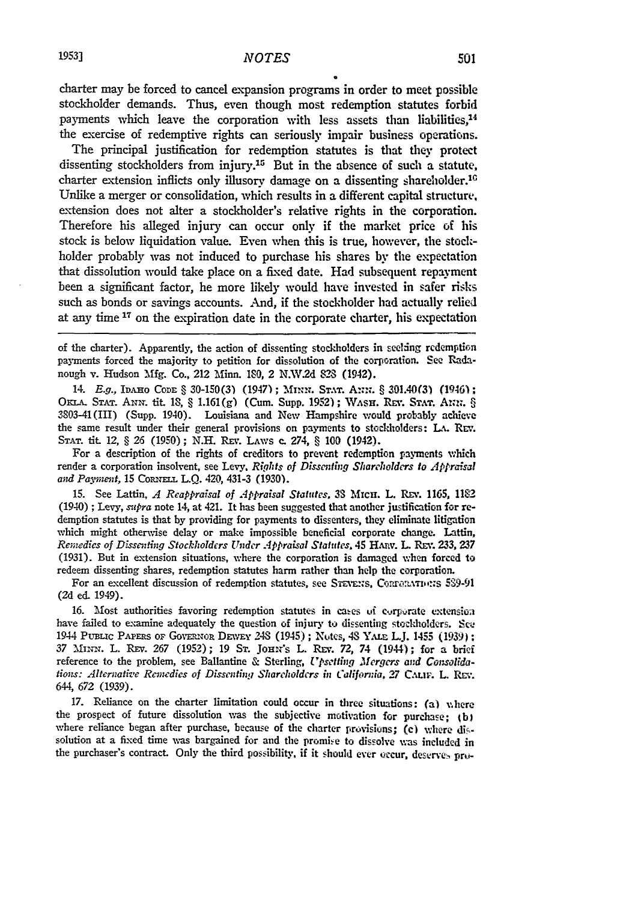charter may be forced to cancel expansion programs in order to meet possible stockholder demands. Thus, even though most redemption statutes forbid payments which leave the corporation with less assets than liabilities,[14] the exercise of redemptive rights can seriously impair business operations.

The principal justification for redemption statutes is that they protect dissenting stockholders from injury.[15] But in the absence of such a statute, charter extension inflicts only illusory damage on a dissenting shareholder.[16] Unlike a merger or consolidation, which results in a different capital structure, extension does not alter a stockholder's relative rights in the corporation. Therefore his alleged injury can occur only if the market price of his stock is below liquidation value. Even when this is true, however, the stockholder probably was not induced to purchase his shares by the expectation that dissolution would take place on a fixed date. Had subsequent repayment been a significant factor, he more likely would have invested in safer risks such as bonds or savings accounts. And, if the stockholder had actually relied at any time [17] on the expiration date in the corporate charter, his expectation

---

of the charter). Apparently, the action of dissenting stockholders in seeking redemption payments forced the majority to petition for dissolution of the corporation. See Radanough v. Hudson Mfg. Co., 212 Minn. 180, 2 N.W.2d 828 (1942).

14. *E.g.,* IDAHO CODE § 30-150(3) (1947); MINN. STAT. ANN. § 301.40(3) (1946); OKLA. STAT. ANN. tit. 18, § 1.161(g) (Cum. Supp. 1952); WASH. REV. STAT. ANN. § 3803-41(III) (Supp. 1940). Louisiana and New Hampshire would probably achieve the same result under their general provisions on payments to stockholders: LA. REV. STAT. tit. 12, § 26 (1950); N.H. REV. LAWS c. 274, § 100 (1942).

For a description of the rights of creditors to prevent redemption payments which render a corporation insolvent, see Levy, *Rights of Dissenting Shareholders to Appraisal and Payment,* 15 CORNELL L.Q. 420, 431-3 (1930).

15. See Lattin, *A Reappraisal of Appraisal Statutes,* 38 MICH. L. REV. 1165, 1182 (1940); Levy, *supra* note 14, at 421. It has been suggested that another justification for redemption statutes is that by providing for payments to dissenters, they eliminate litigation which might otherwise delay or make impossible beneficial corporate change. Lattin, *Remedies of Dissenting Stockholders Under Appraisal Statutes,* 45 HARV. L. REV. 233, 237 (1931). But in extension situations, where the corporation is damaged when forced to redeem dissenting shares, redemption statutes harm rather than help the corporation.

For an excellent discussion of redemption statutes, see STEVENS, CORPORATIONS 589-91 (2d ed. 1949).

16. Most authorities favoring redemption statutes in cases of corporate extension have failed to examine adequately the question of injury to dissenting stockholders. See 1944 PUBLIC PAPERS OF GOVERNOR DEWEY 248 (1945); Notes, 48 YALE L.J. 1455 (1939); 37 MINN. L. REV. 267 (1952); 19 ST. JOHN'S L. REV. 72, 74 (1944); for a brief reference to the problem, see Ballantine & Sterling, *Upsetting Mergers and Consolidations: Alternative Remedies of Dissenting Shareholders in California,* 27 CALIF. L. REV. 644, 672 (1939).

17. Reliance on the charter limitation could occur in three situations: (a) where the prospect of future dissolution was the subjective motivation for purchase; (b) where reliance began after purchase, because of the charter provisions; (c) where dissolution at a fixed time was bargained for and the promise to dissolve was included in the purchaser's contract. Only the third possibility, if it should ever occur, deserves pro-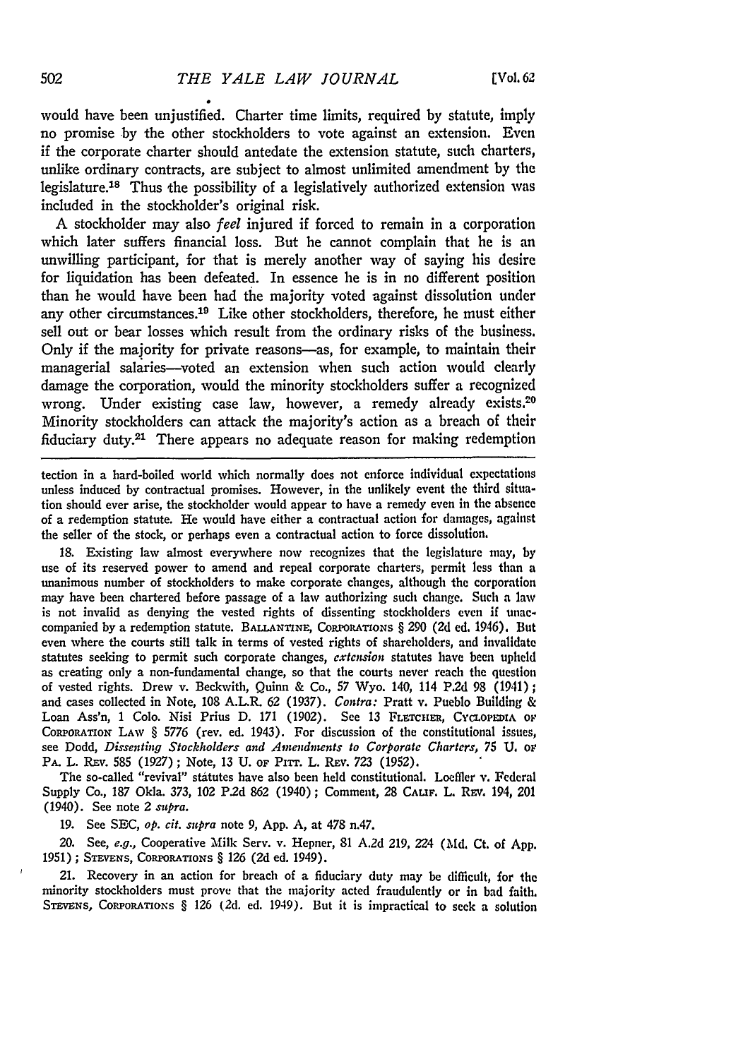would have been unjustified. Charter time limits, required by statute, imply no promise by the other stockholders to vote against an extension. Even if the corporate charter should antedate the extension statute, such charters, unlike ordinary contracts, are subject to almost unlimited amendment by the legislature.[18] Thus the possibility of a legislatively authorized extension was included in the stockholder's original risk.

A stockholder may also *feel* injured if forced to remain in a corporation which later suffers financial loss. But he cannot complain that he is an unwilling participant, for that is merely another way of saying his desire for liquidation has been defeated. In essence he is in no different position than he would have been had the majority voted against dissolution under any other circumstances.[19] Like other stockholders, therefore, he must either sell out or bear losses which result from the ordinary risks of the business. Only if the majority for private reasons—as, for example, to maintain their managerial salaries—voted an extension when such action would clearly damage the corporation, would the minority stockholders suffer a recognized wrong. Under existing case law, however, a remedy already exists.[20] Minority stockholders can attack the majority's action as a breach of their fiduciary duty.[21] There appears no adequate reason for making redemption

---

tection in a hard-boiled world which normally does not enforce individual expectations unless induced by contractual promises. However, in the unlikely event the third situation should ever arise, the stockholder would appear to have a remedy even in the absence of a redemption statute. He would have either a contractual action for damages, against the seller of the stock, or perhaps even a contractual action to force dissolution.

18. Existing law almost everywhere now recognizes that the legislature may, by use of its reserved power to amend and repeal corporate charters, permit less than a unanimous number of stockholders to make corporate changes, although the corporation may have been chartered before passage of a law authorizing such change. Such a law is not invalid as denying the vested rights of dissenting stockholders even if unaccompanied by a redemption statute. BALLANTINE, CORPORATIONS § 290 (2d ed. 1946). But even where the courts still talk in terms of vested rights of shareholders, and invalidate statutes seeking to permit such corporate changes, *extension* statutes have been upheld as creating only a non-fundamental change, so that the courts never reach the question of vested rights. Drew v. Beckwith, Quinn & Co., 57 Wyo. 140, 114 P.2d 98 (1941); and cases collected in Note, 108 A.L.R. 62 (1937). *Contra:* Pratt v. Pueblo Building & Loan Ass'n, 1 Colo. Nisi Prius D. 171 (1902). See 13 FLETCHER, CYCLOPEDIA OF CORPORATION LAW § 5776 (rev. ed. 1943). For discussion of the constitutional issues, see Dodd, *Dissenting Stockholders and Amendments to Corporate Charters,* 75 U. OF PA. L. REV. 585 (1927); Note, 13 U. OF PITT. L. REV. 723 (1952).

The so-called "revival" statutes have also been held constitutional. Loeffler v. Federal Supply Co., 187 Okla. 373, 102 P.2d 862 (1940); Comment, 28 CALIF. L. REV. 194, 201 (1940). See note 2 *supra.*

19. See SEC, *op. cit. supra* note 9, App. A, at 478 n.47.

20. See, *e.g.,* Cooperative Milk Serv. v. Hepner, 81 A.2d 219, 224 (Md. Ct. of App. 1951); STEVENS, CORPORATIONS § 126 (2d ed. 1949).

21. Recovery in an action for breach of a fiduciary duty may be difficult, for the minority stockholders must prove that the majority acted fraudulently or in bad faith. STEVENS, CORPORATIONS § 126 (2d. ed. 1949). But it is impractical to seek a solution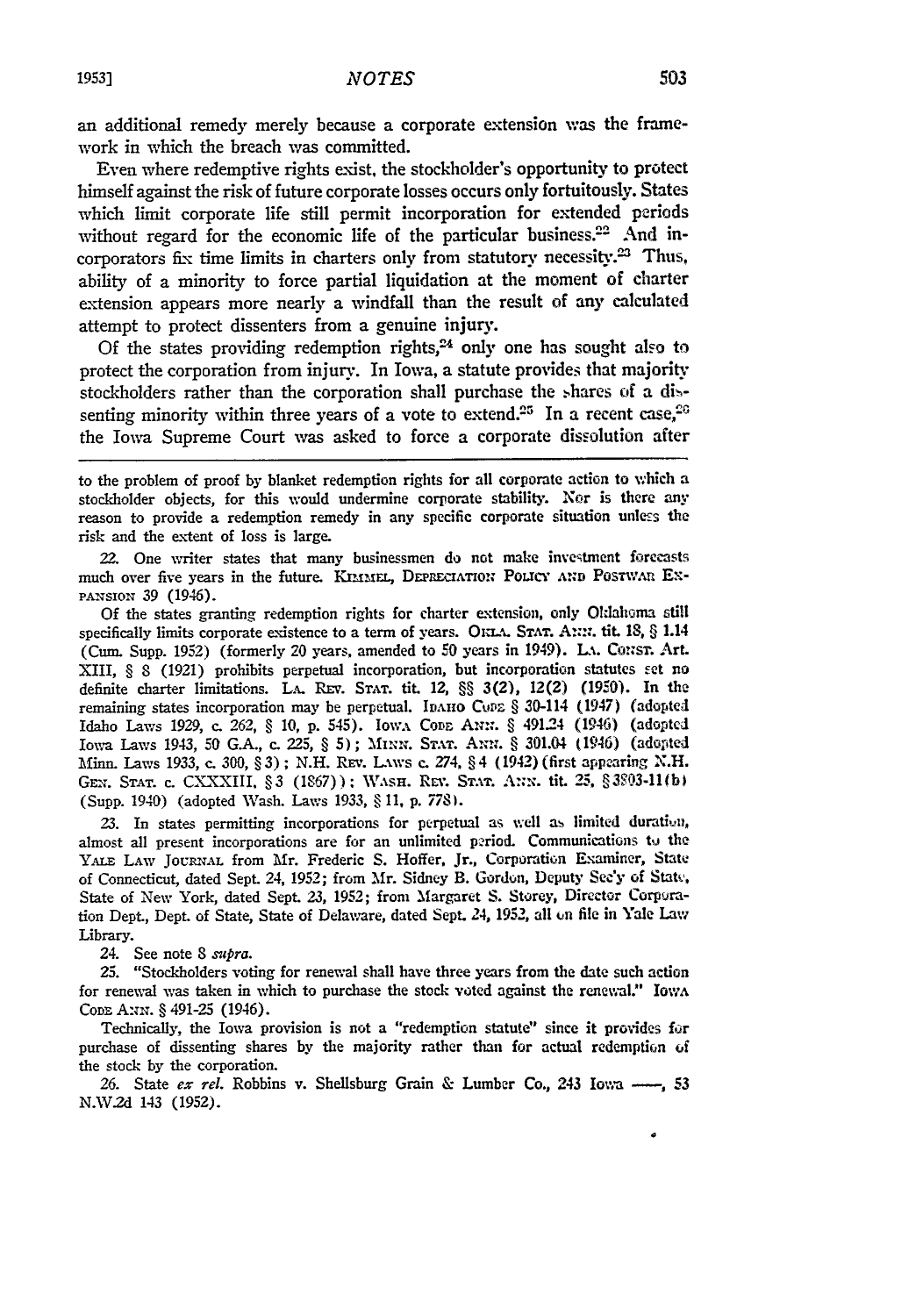an additional remedy merely because a corporate extension was the framework in which the breach was committed.

Even where redemptive rights exist, the stockholder's opportunity to protect himself against the risk of future corporate losses occurs only fortuitously. States which limit corporate life still permit incorporation for extended periods without regard for the economic life of the particular business.[22] And incorporators fix time limits in charters only from statutory necessity.[23] Thus, ability of a minority to force partial liquidation at the moment of charter extension appears more nearly a windfall than the result of any calculated attempt to protect dissenters from a genuine injury.

Of the states providing redemption rights,[24] only one has sought also to protect the corporation from injury. In Iowa, a statute provides that majority stockholders rather than the corporation shall purchase the shares of a dissenting minority within three years of a vote to extend.[25] In a recent case,[26] the Iowa Supreme Court was asked to force a corporate dissolution after

---

to the problem of proof by blanket redemption rights for all corporate action to which a stockholder objects, for this would undermine corporate stability. Nor is there any reason to provide a redemption remedy in any specific corporate situation unless the risk and the extent of loss is large.

22. One writer states that many businessmen do not make investment forecasts much over five years in the future. KIMMEL, DEPRECIATION POLICY AND POSTWAR EXPANSION 39 (1946).

Of the states granting redemption rights for charter extension, only Oklahoma still specifically limits corporate existence to a term of years. OKLA. STAT. ANN. tit. 18, § 1.14 (Cum. Supp. 1952) (formerly 20 years, amended to 50 years in 1949). LA. CONST. Art. XIII, § 8 (1921) prohibits perpetual incorporation, but incorporation statutes set no definite charter limitations. LA. REV. STAT. tit. 12, §§ 3(2), 12(2) (1950). In the remaining states incorporation may be perpetual. IDAHO CODE § 30-114 (1947) (adopted Idaho Laws 1929, c. 262, § 10, p. 545). IOWA CODE ANN. § 491.24 (1946) (adopted Iowa Laws 1943, 50 G.A., c. 225, § 5); MINN. STAT. ANN. § 301.04 (1946) (adopted Minn. Laws 1933, c. 300, § 3); N.H. REV. LAWS c. 274, § 4 (1942) (first appearing N.H. GEN. STAT. c. CXXXIII, § 3 (1867)); WASH. REV. STAT. ANN. tit. 25, § 3803-11(b) (Supp. 1940) (adopted Wash. Laws 1933, § 11, p. 778).

23. In states permitting incorporations for perpetual as well as limited duration, almost all present incorporations are for an unlimited period. Communications to the YALE LAW JOURNAL from Mr. Frederic S. Hoffer, Jr., Corporation Examiner, State of Connecticut, dated Sept. 24, 1952; from Mr. Sidney B. Gordon, Deputy Sec'y of State, State of New York, dated Sept. 23, 1952; from Margaret S. Storey, Director Corporation Dept., Dept. of State, State of Delaware, dated Sept. 24, 1952, all on file in Yale Law Library.

24. See note 8 *supra*.

25. "Stockholders voting for renewal shall have three years from the date such action for renewal was taken in which to purchase the stock voted against the renewal." IOWA CODE ANN. § 491-25 (1946).

Technically, the Iowa provision is not a "redemption statute" since it provides for purchase of dissenting shares by the majority rather than for actual redemption of the stock by the corporation.

26. State *ex rel.* Robbins v. Shellsburg Grain & Lumber Co., 243 Iowa ——, 53 N.W.2d 143 (1952).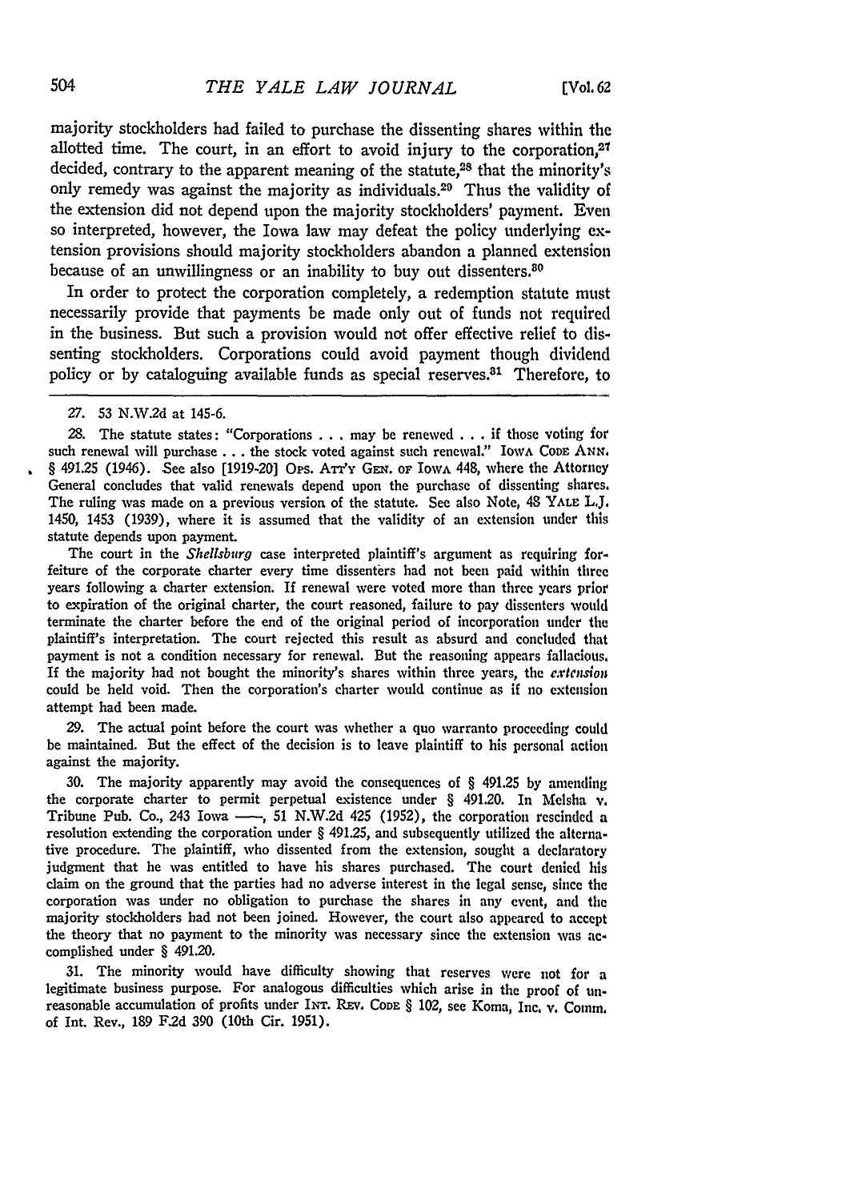majority stockholders had failed to purchase the dissenting shares within the allotted time. The court, in an effort to avoid injury to the corporation,[27] decided, contrary to the apparent meaning of the statute,[28] that the minority's only remedy was against the majority as individuals.[29] Thus the validity of the extension did not depend upon the majority stockholders' payment. Even so interpreted, however, the Iowa law may defeat the policy underlying extension provisions should majority stockholders abandon a planned extension because of an unwillingness or an inability to buy out dissenters.[30]

In order to protect the corporation completely, a redemption statute must necessarily provide that payments be made only out of funds not required in the business. But such a provision would not offer effective relief to dissenting stockholders. Corporations could avoid payment though dividend policy or by cataloguing available funds as special reserves.[31] Therefore, to

---

27. 53 N.W.2d at 145-6.

28. The statute states: "Corporations . . . may be renewed . . . if those voting for such renewal will purchase . . . the stock voted against such renewal." IOWA CODE ANN. § 491.25 (1946). See also [1919-20] OPS. ATT'Y GEN. OF IOWA 448, where the Attorney General concludes that valid renewals depend upon the purchase of dissenting shares. The ruling was made on a previous version of the statute. See also Note, 48 YALE L.J. 1450, 1453 (1939), where it is assumed that the validity of an extension under this statute depends upon payment.

The court in the *Shellsburg* case interpreted plaintiff's argument as requiring forfeiture of the corporate charter every time dissenters had not been paid within three years following a charter extension. If renewal were voted more than three years prior to expiration of the original charter, the court reasoned, failure to pay dissenters would terminate the charter before the end of the original period of incorporation under the plaintiff's interpretation. The court rejected this result as absurd and concluded that payment is not a condition necessary for renewal. But the reasoning appears fallacious. If the majority had not bought the minority's shares within three years, the *extension* could be held void. Then the corporation's charter would continue as if no extension attempt had been made.

29. The actual point before the court was whether a quo warranto proceeding could be maintained. But the effect of the decision is to leave plaintiff to his personal action against the majority.

30. The majority apparently may avoid the consequences of § 491.25 by amending the corporate charter to permit perpetual existence under § 491.20. In Melsha v. Tribune Pub. Co., 243 Iowa ——, 51 N.W.2d 425 (1952), the corporation rescinded a resolution extending the corporation under § 491.25, and subsequently utilized the alternative procedure. The plaintiff, who dissented from the extension, sought a declaratory judgment that he was entitled to have his shares purchased. The court denied his claim on the ground that the parties had no adverse interest in the legal sense, since the corporation was under no obligation to purchase the shares in any event, and the majority stockholders had not been joined. However, the court also appeared to accept the theory that no payment to the minority was necessary since the extension was accomplished under § 491.20.

31. The minority would have difficulty showing that reserves were not for a legitimate business purpose. For analogous difficulties which arise in the proof of unreasonable accumulation of profits under INT. REV. CODE § 102, see Koma, Inc. v. Comm. of Int. Rev., 189 F.2d 390 (10th Cir. 1951).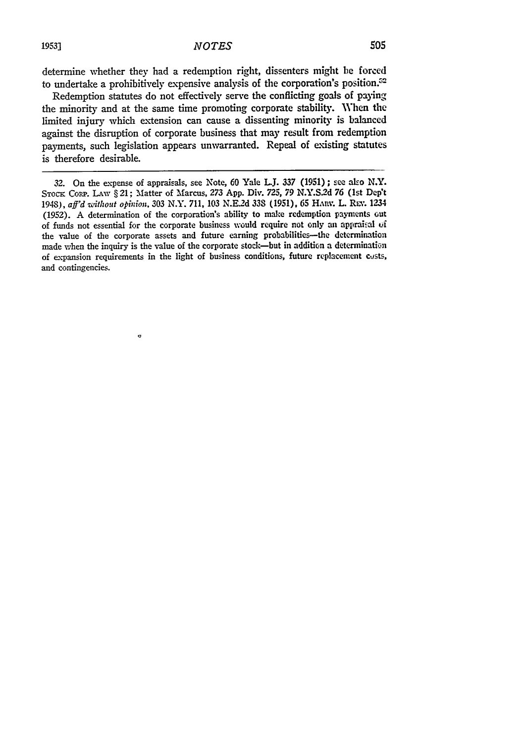determine whether they had a redemption right, dissenters might be forced to undertake a prohibitively expensive analysis of the corporation's position.[32]

Redemption statutes do not effectively serve the conflicting goals of paying the minority and at the same time promoting corporate stability. When the limited injury which extension can cause a dissenting minority is balanced against the disruption of corporate business that may result from redemption payments, such legislation appears unwarranted. Repeal of existing statutes is therefore desirable.

---

32. On the expense of appraisals, see Note, 60 Yale L.J. 337 (1951); see also N.Y. Stock Corp. Law § 21; Matter of Marcus, 273 App. Div. 725, 79 N.Y.S.2d 76 (1st Dep't 1948), *aff'd without opinion*, 303 N.Y. 711, 103 N.E.2d 338 (1951), 65 Harv. L. Rev. 1234 (1952). A determination of the corporation's ability to make redemption payments out of funds not essential for the corporate business would require not only an appraisal of the value of the corporate assets and future earning probabilities—the determination made when the inquiry is the value of the corporate stock—but in addition a determination of expansion requirements in the light of business conditions, future replacement costs, and contingencies.